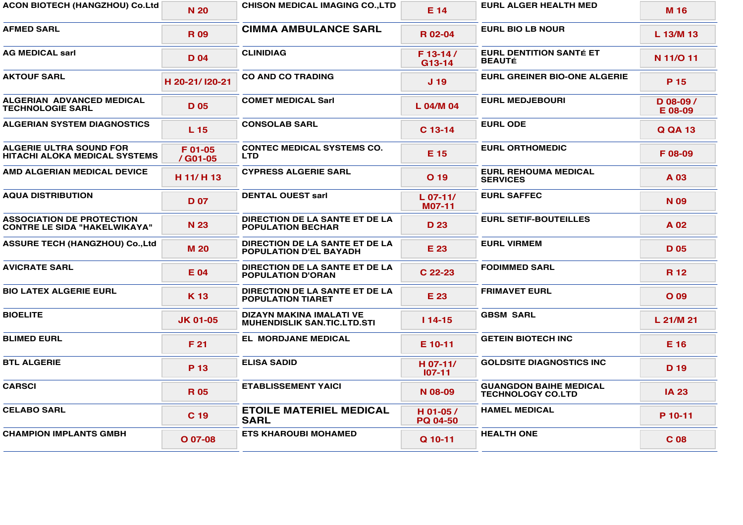| Exhibitor | Stand |
|---|---|
| ACON BIOTECH (HANGZHOU) Co.Ltd | N 20 |
| AFMED SARL | R 09 |
| AG MEDICAL sarl | D 04 |
| AKTOUF SARL | H 20-21/ I20-21 |
| ALGERIAN ADVANCED MEDICAL TECHNOLOGIE SARL | D 05 |
| ALGERIAN SYSTEM DIAGNOSTICS | L 15 |
| ALGERIE ULTRA SOUND FOR HITACHI ALOKA MEDICAL SYSTEMS | F 01-05 / G01-05 |
| AMD ALGERIAN MEDICAL DEVICE | H 11/ H 13 |
| AQUA DISTRIBUTION | D 07 |
| ASSOCIATION DE PROTECTION CONTRE LE SIDA "HAKELWIKAYA" | N 23 |
| ASSURE TECH (HANGZHOU) Co.,Ltd | M 20 |
| AVICRATE SARL | E 04 |
| BIO LATEX ALGERIE EURL | K 13 |
| BIOELITE | JK 01-05 |
| BLIMED EURL | F 21 |
| BTL ALGERIE | P 13 |
| CARSCI | R 05 |
| CELABO SARL | C 19 |
| CHAMPION IMPLANTS GMBH | O 07-08 |
| CHISON MEDICAL IMAGING CO.,LTD | E 14 |
| CIMMA AMBULANCE SARL | R 02-04 |
| CLINIDIAG | F 13-14 / G13-14 |
| CO AND CO TRADING | J 19 |
| COMET MEDICAL Sarl | L 04/M 04 |
| CONSOLAB SARL | C 13-14 |
| CONTEC MEDICAL SYSTEMS CO. LTD | E 15 |
| CYPRESS ALGERIE SARL | O 19 |
| DENTAL OUEST sarl | L 07-11/ M07-11 |
| DIRECTION DE LA SANTE ET DE LA POPULATION BECHAR | D 23 |
| DIRECTION DE LA SANTE ET DE LA POPULATION D'EL BAYADH | E 23 |
| DIRECTION DE LA SANTE ET DE LA POPULATION D'ORAN | C 22-23 |
| DIRECTION DE LA SANTE ET DE LA POPULATION TIARET | E 23 |
| DIZAYN MAKINA IMALATI VE MUHENDISLIK SAN.TIC.LTD.STI | I 14-15 |
| EL MORDJANE MEDICAL | E 10-11 |
| ELISA SADID | H 07-11/ I07-11 |
| ETABLISSEMENT YAICI | N 08-09 |
| ETOILE MATERIEL MEDICAL SARL | H 01-05 / PQ 04-50 |
| ETS KHAROUBI MOHAMED | Q 10-11 |
| EURL ALGER HEALTH MED | M 16 |
| EURL BIO LB NOUR | L 13/M 13 |
| EURL DENTITION SANTÉ ET BEAUTÉ | N 11/O 11 |
| EURL GREINER BIO-ONE ALGERIE | P 15 |
| EURL MEDJEBOURI | D 08-09 / E 08-09 |
| EURL ODE | Q QA 13 |
| EURL ORTHOMEDIC | F 08-09 |
| EURL REHOUMA MEDICAL SERVICES | A 03 |
| EURL SAFFEC | N 09 |
| EURL SETIF-BOUTEILLES | A 02 |
| EURL VIRMEM | D 05 |
| FODIMMED SARL | R 12 |
| FRIMAVET EURL | O 09 |
| GBSM SARL | L 21/M 21 |
| GETEIN BIOTECH INC | E 16 |
| GOLDSITE DIAGNOSTICS INC | D 19 |
| GUANGDON BAIHE MEDICAL TECHNOLOGY CO.LTD | IA 23 |
| HAMEL MEDICAL | P 10-11 |
| HEALTH ONE | C 08 |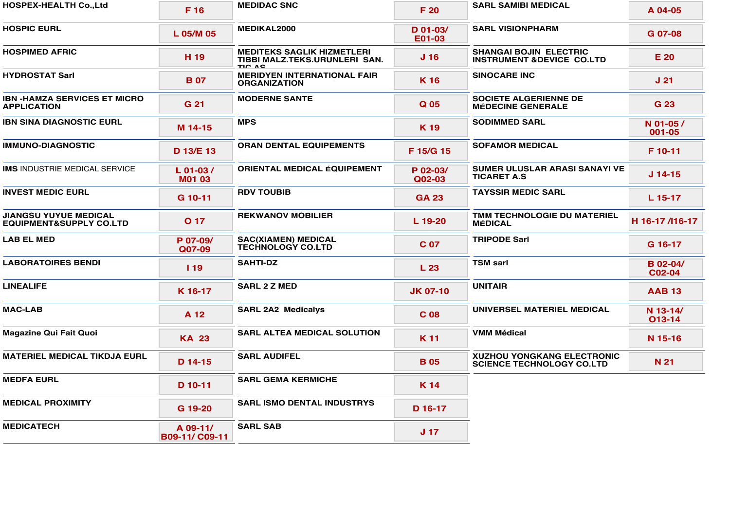| | | | | | |
|---|---|---|---|---|---|
| HOSPEX-HEALTH Co.,Ltd | F 16 | MEDIDAC SNC | F 20 | SARL SAMIBI MEDICAL | A 04-05 |
| HOSPIC EURL | L 05/M 05 | MEDIKAL2000 | D 01-03/ E01-03 | SARL VISIONPHARM | G 07-08 |
| HOSPIMED AFRIC | H 19 | MEDITEKS SAGLIK HIZMETLERI TIBBI MALZ.TEKS.URUNLERI SAN. TIC AS | J 16 | SHANGAI BOJIN ELECTRIC INSTRUMENT &DEVICE CO.LTD | E 20 |
| HYDROSTAT Sarl | B 07 | MERIDYEN INTERNATIONAL FAIR ORGANIZATION | K 16 | SINOCARE INC | J 21 |
| IBN -HAMZA SERVICES ET MICRO APPLICATION | G 21 | MODERNE SANTE | Q 05 | SOCIETE ALGERIENNE DE MÉDECINE GENERALE | G 23 |
| IBN SINA DIAGNOSTIC EURL | M 14-15 | MPS | K 19 | SODIMMED SARL | N 01-05 / 001-05 |
| IMMUNO-DIAGNOSTIC | D 13/E 13 | ORAN DENTAL EQUIPEMENTS | F 15/G 15 | SOFAMOR MEDICAL | F 10-11 |
| IMS INDUSTRIE MEDICAL SERVICE | L 01-03 / M01 03 | ORIENTAL MEDICAL ÉQUIPEMENT | P 02-03/ Q02-03 | SUMER ULUSLAR ARASI SANAYI VE TICARET A.S | J 14-15 |
| INVEST MEDIC EURL | G 10-11 | RDV TOUBIB | GA 23 | TAYSSIR MEDIC SARL | L 15-17 |
| JIANGSU YUYUE MEDICAL EQUIPMENT&SUPPLY CO.LTD | O 17 | REKWANOV MOBILIER | L 19-20 | TMM TECHNOLOGIE DU MATERIEL MÉDICAL | H 16-17 /I16-17 |
| LAB EL MED | P 07-09/ Q07-09 | SAC(XIAMEN) MEDICAL TECHNOLOGY CO.LTD | C 07 | TRIPODE Sarl | G 16-17 |
| LABORATOIRES BENDI | I 19 | SAHTI-DZ | L 23 | TSM sarl | B 02-04/ C02-04 |
| LINEALIFE | K 16-17 | SARL 2 Z MED | JK 07-10 | UNITAIR | AAB 13 |
| MAC-LAB | A 12 | SARL 2A2 Medicalys | C 08 | UNIVERSEL MATERIEL MEDICAL | N 13-14/ O13-14 |
| Magazine Qui Fait Quoi | KA 23 | SARL ALTEA MEDICAL SOLUTION | K 11 | VMM Médical | N 15-16 |
| MATERIEL MEDICAL TIKDJA EURL | D 14-15 | SARL AUDIFEL | B 05 | XUZHOU YONGKANG ELECTRONIC SCIENCE TECHNOLOGY CO.LTD | N 21 |
| MEDFA EURL | D 10-11 | SARL GEMA KERMICHE | K 14 | | |
| MEDICAL PROXIMITY | G 19-20 | SARL ISMO DENTAL INDUSTRYS | D 16-17 | | |
| MEDICATECH | A 09-11/ B09-11/ C09-11 | SARL SAB | J 17 | | |